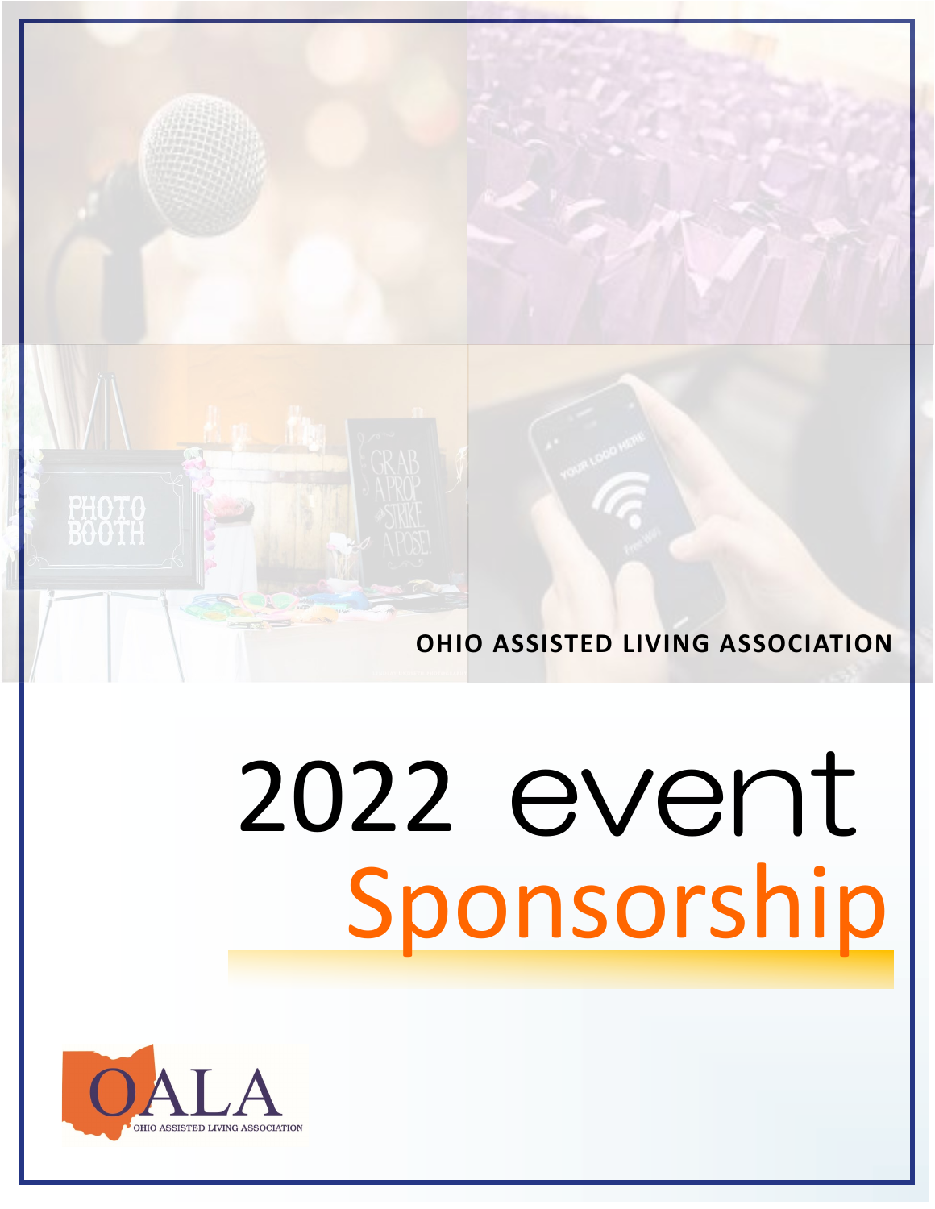**OHIO ASSISTED LIVING ASSOCIATION**

# 2022 event Sponsorship

OALA
OHIO ASSISTED LIVING ASSOCIATION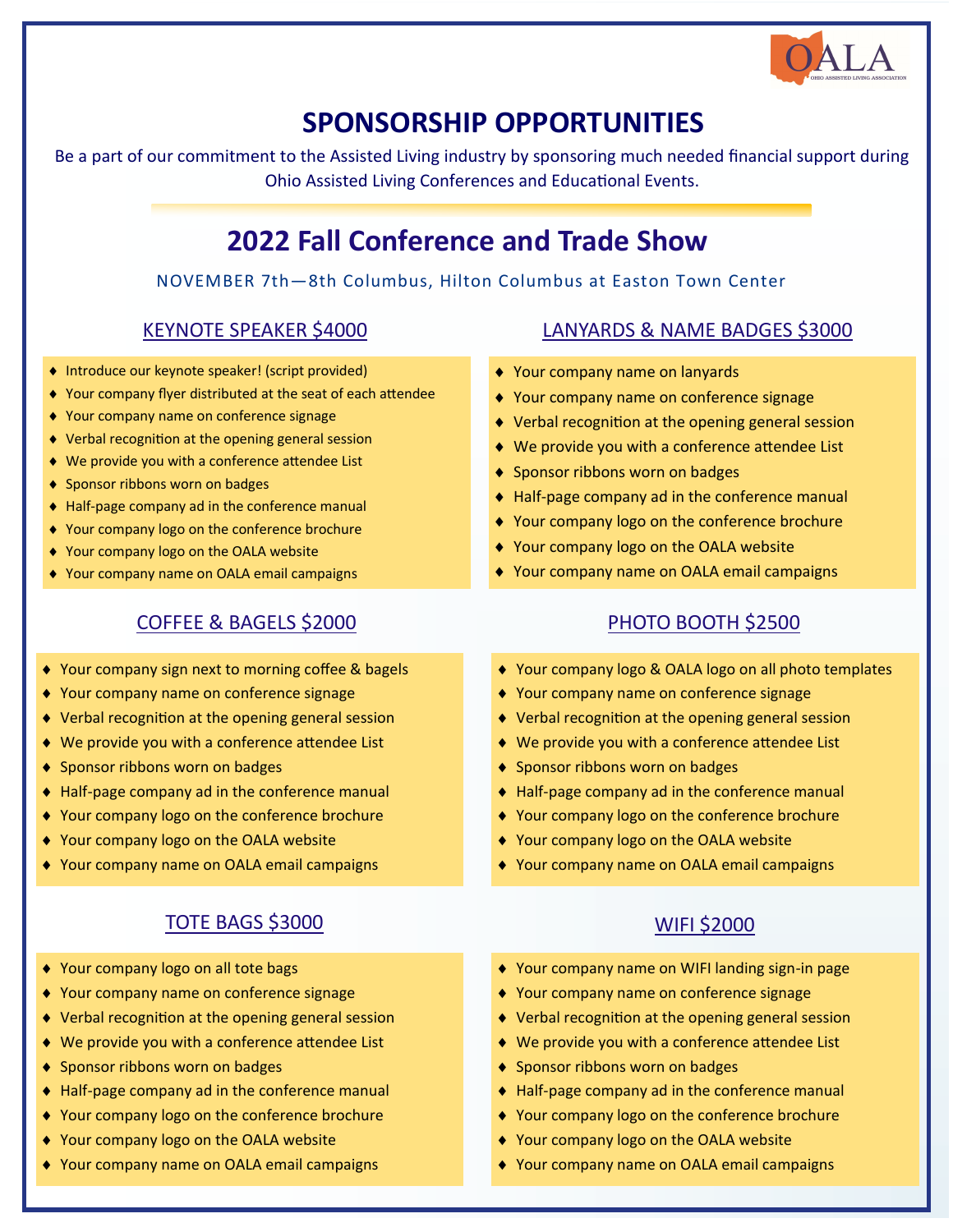# SPONSORSHIP OPPORTUNITIES

Be a part of our commitment to the Assisted Living industry by sponsoring much needed financial support during Ohio Assisted Living Conferences and Educational Events.

## 2022 Fall Conference and Trade Show

NOVEMBER 7th—8th Columbus, Hilton Columbus at Easton Town Center

### KEYNOTE SPEAKER $4000

- Introduce our keynote speaker! (script provided)
- Your company flyer distributed at the seat of each attendee
- Your company name on conference signage
- Verbal recognition at the opening general session
- We provide you with a conference attendee List
- Sponsor ribbons worn on badges
- Half-page company ad in the conference manual
- Your company logo on the conference brochure
- Your company logo on the OALA website
- Your company name on OALA email campaigns

### LANYARDS & NAME BADGES $3000

- Your company name on lanyards
- Your company name on conference signage
- Verbal recognition at the opening general session
- We provide you with a conference attendee List
- Sponsor ribbons worn on badges
- Half-page company ad in the conference manual
- Your company logo on the conference brochure
- Your company logo on the OALA website
- Your company name on OALA email campaigns

### COFFEE & BAGELS $2000

- Your company sign next to morning coffee & bagels
- Your company name on conference signage
- Verbal recognition at the opening general session
- We provide you with a conference attendee List
- Sponsor ribbons worn on badges
- Half-page company ad in the conference manual
- Your company logo on the conference brochure
- Your company logo on the OALA website
- Your company name on OALA email campaigns

### PHOTO BOOTH $2500

- Your company logo & OALA logo on all photo templates
- Your company name on conference signage
- Verbal recognition at the opening general session
- We provide you with a conference attendee List
- Sponsor ribbons worn on badges
- Half-page company ad in the conference manual
- Your company logo on the conference brochure
- Your company logo on the OALA website
- Your company name on OALA email campaigns

### TOTE BAGS $3000

- Your company logo on all tote bags
- Your company name on conference signage
- Verbal recognition at the opening general session
- We provide you with a conference attendee List
- Sponsor ribbons worn on badges
- Half-page company ad in the conference manual
- Your company logo on the conference brochure
- Your company logo on the OALA website
- Your company name on OALA email campaigns

### WIFI $2000

- Your company name on WIFI landing sign-in page
- Your company name on conference signage
- Verbal recognition at the opening general session
- We provide you with a conference attendee List
- Sponsor ribbons worn on badges
- Half-page company ad in the conference manual
- Your company logo on the conference brochure
- Your company logo on the OALA website
- Your company name on OALA email campaigns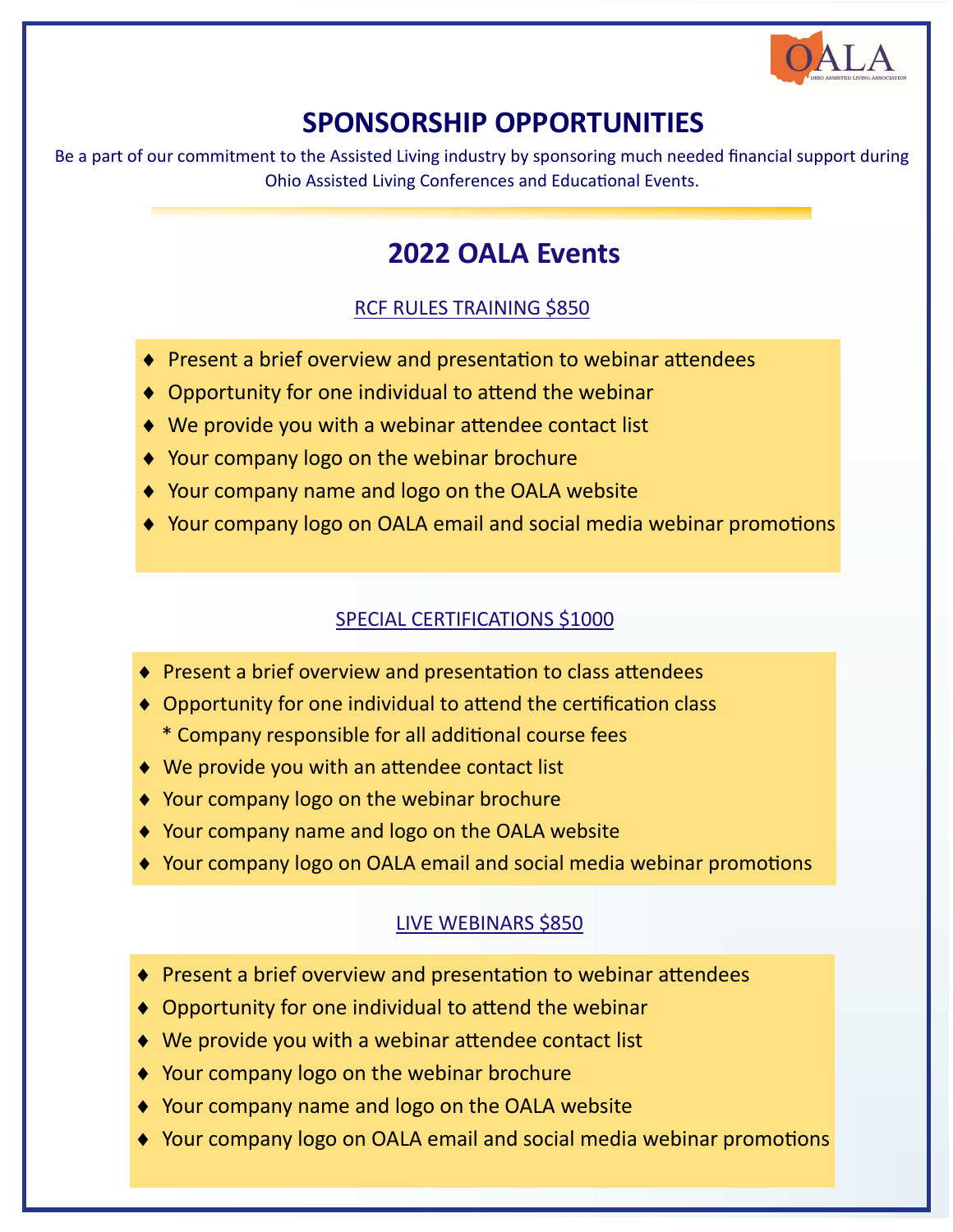# SPONSORSHIP OPPORTUNITIES

Be a part of our commitment to the Assisted Living industry by sponsoring much needed financial support during Ohio Assisted Living Conferences and Educational Events.

## 2022 OALA Events

### RCF RULES TRAINING $850

- Present a brief overview and presentation to webinar attendees
- Opportunity for one individual to attend the webinar
- We provide you with a webinar attendee contact list
- Your company logo on the webinar brochure
- Your company name and logo on the OALA website
- Your company logo on OALA email and social media webinar promotions

### SPECIAL CERTIFICATIONS $1000

- Present a brief overview and presentation to class attendees
- Opportunity for one individual to attend the certification class
  * Company responsible for all additional course fees
- We provide you with an attendee contact list
- Your company logo on the webinar brochure
- Your company name and logo on the OALA website
- Your company logo on OALA email and social media webinar promotions

### LIVE WEBINARS $850

- Present a brief overview and presentation to webinar attendees
- Opportunity for one individual to attend the webinar
- We provide you with a webinar attendee contact list
- Your company logo on the webinar brochure
- Your company name and logo on the OALA website
- Your company logo on OALA email and social media webinar promotions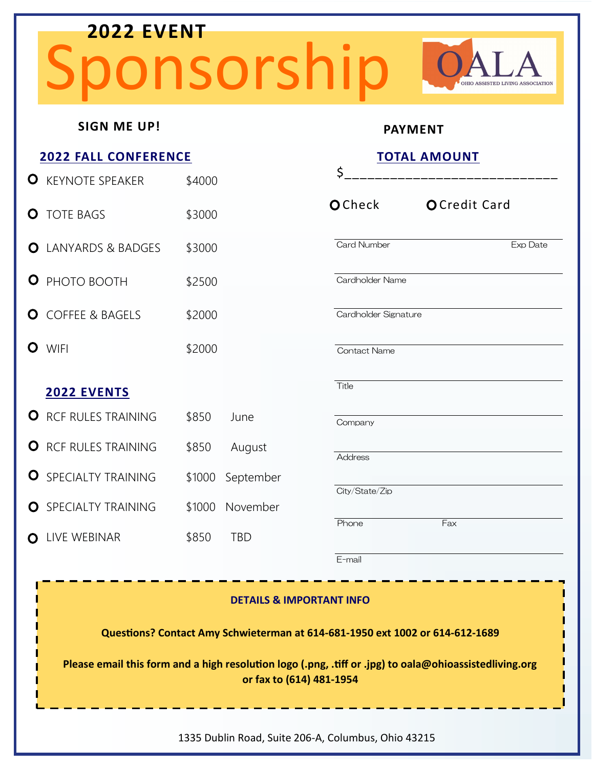# 2022 EVENT Sponsorship

OALA
OHIO ASSISTED LIVING ASSOCIATION

## SIGN ME UP!

### 2022 FALL CONFERENCE

| | |
|---|---|
| O KEYNOTE SPEAKER | $4000 |
| O TOTE BAGS | $3000 |
| O LANYARDS & BADGES | $3000 |
| O PHOTO BOOTH | $2500 |
| O COFFEE & BAGELS | $2000 |
| O WIFI | $2000 |

### 2022 EVENTS

| | | |
|---|---|---|
| O RCF RULES TRAINING | $850 | June |
| O RCF RULES TRAINING | $850 | August |
| O SPECIALTY TRAINING | $1000 | September |
| O SPECIALTY TRAINING | $1000 | November |
| O LIVE WEBINAR | $850 | TBD |

## PAYMENT

### TOTAL AMOUNT

$____________________________

O Check O Credit Card

Card Number Exp Date

Cardholder Name

Cardholder Signature

Contact Name

Title

Company

Address

City/State/Zip

Phone Fax

E-mail

**DETAILS & IMPORTANT INFO**

**Questions? Contact Amy Schwieterman at 614-681-1950 ext 1002 or 614-612-1689**

**Please email this form and a high resolution logo (.png, .tiff or .jpg) to oala@ohioassistedliving.org or fax to (614) 481-1954**

1335 Dublin Road, Suite 206-A, Columbus, Ohio 43215